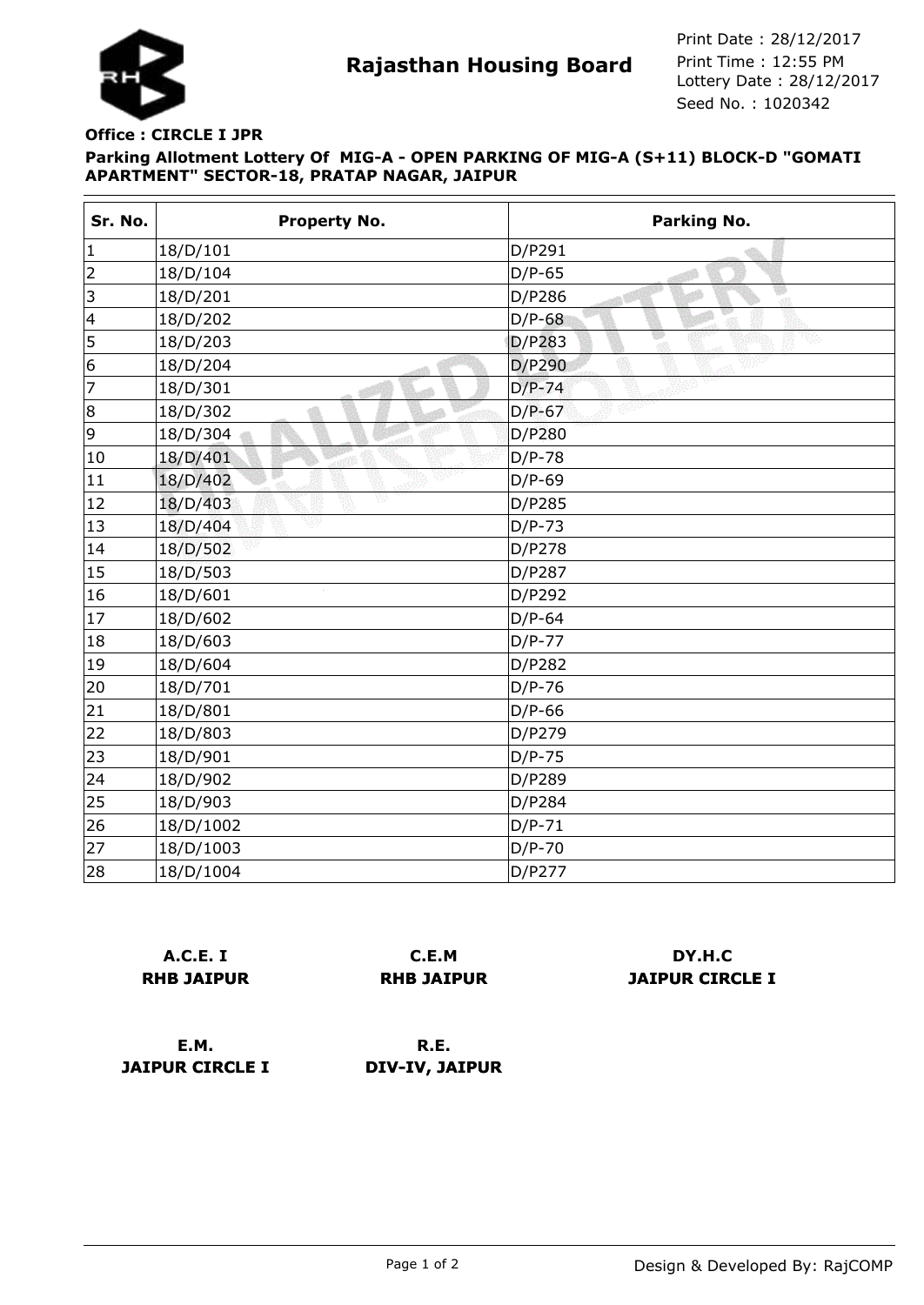# Rajasthan Housing Board

Print Date : 28/12/2017
Print Time : 12:55 PM
Lottery Date : 28/12/2017
Seed No. : 1020342

**Office : CIRCLE I JPR**

**Parking Allotment Lottery Of MIG-A - OPEN PARKING OF MIG-A (S+11) BLOCK-D "GOMATI APARTMENT" SECTOR-18, PRATAP NAGAR, JAIPUR**

| Sr. No. | Property No. | Parking No. |
|---|---|---|
| 1 | 18/D/101 | D/P291 |
| 2 | 18/D/104 | D/P-65 |
| 3 | 18/D/201 | D/P286 |
| 4 | 18/D/202 | D/P-68 |
| 5 | 18/D/203 | D/P283 |
| 6 | 18/D/204 | D/P290 |
| 7 | 18/D/301 | D/P-74 |
| 8 | 18/D/302 | D/P-67 |
| 9 | 18/D/304 | D/P280 |
| 10 | 18/D/401 | D/P-78 |
| 11 | 18/D/402 | D/P-69 |
| 12 | 18/D/403 | D/P285 |
| 13 | 18/D/404 | D/P-73 |
| 14 | 18/D/502 | D/P278 |
| 15 | 18/D/503 | D/P287 |
| 16 | 18/D/601 | D/P292 |
| 17 | 18/D/602 | D/P-64 |
| 18 | 18/D/603 | D/P-77 |
| 19 | 18/D/604 | D/P282 |
| 20 | 18/D/701 | D/P-76 |
| 21 | 18/D/801 | D/P-66 |
| 22 | 18/D/803 | D/P279 |
| 23 | 18/D/901 | D/P-75 |
| 24 | 18/D/902 | D/P289 |
| 25 | 18/D/903 | D/P284 |
| 26 | 18/D/1002 | D/P-71 |
| 27 | 18/D/1003 | D/P-70 |
| 28 | 18/D/1004 | D/P277 |

**A.C.E. I**
**RHB JAIPUR**

**C.E.M**
**RHB JAIPUR**

**DY.H.C**
**JAIPUR CIRCLE I**

**E.M.**
**JAIPUR CIRCLE I**

**R.E.**
**DIV-IV, JAIPUR**

Design & Developed By: RajCOMP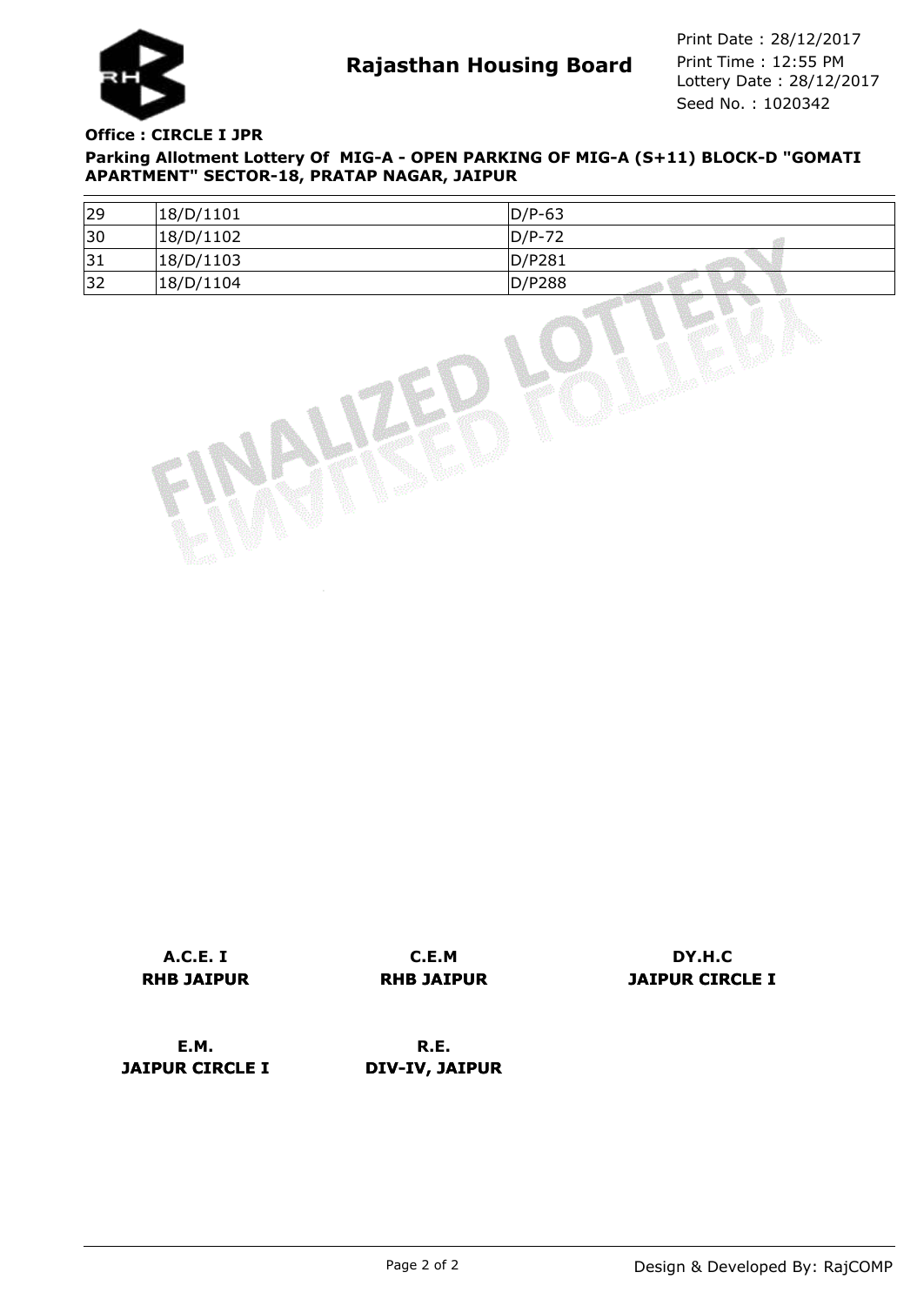**Rajasthan Housing Board**

Print Date : 28/12/2017
Print Time : 12:55 PM
Lottery Date : 28/12/2017
Seed No. : 1020342

**Office : CIRCLE I JPR**

**Parking Allotment Lottery Of MIG-A - OPEN PARKING OF MIG-A (S+11) BLOCK-D "GOMATI APARTMENT" SECTOR-18, PRATAP NAGAR, JAIPUR**

| | | |
|---|---|---|
| 29 | 18/D/1101 | D/P-63 |
| 30 | 18/D/1102 | D/P-72 |
| 31 | 18/D/1103 | D/P281 |
| 32 | 18/D/1104 | D/P288 |

FINALIZED LOTTERY

**A.C.E. I**
**RHB JAIPUR**

**C.E.M**
**RHB JAIPUR**

**DY.H.C**
**JAIPUR CIRCLE I**

**E.M.**
**JAIPUR CIRCLE I**

**R.E.**
**DIV-IV, JAIPUR**

Design & Developed By: RajCOMP